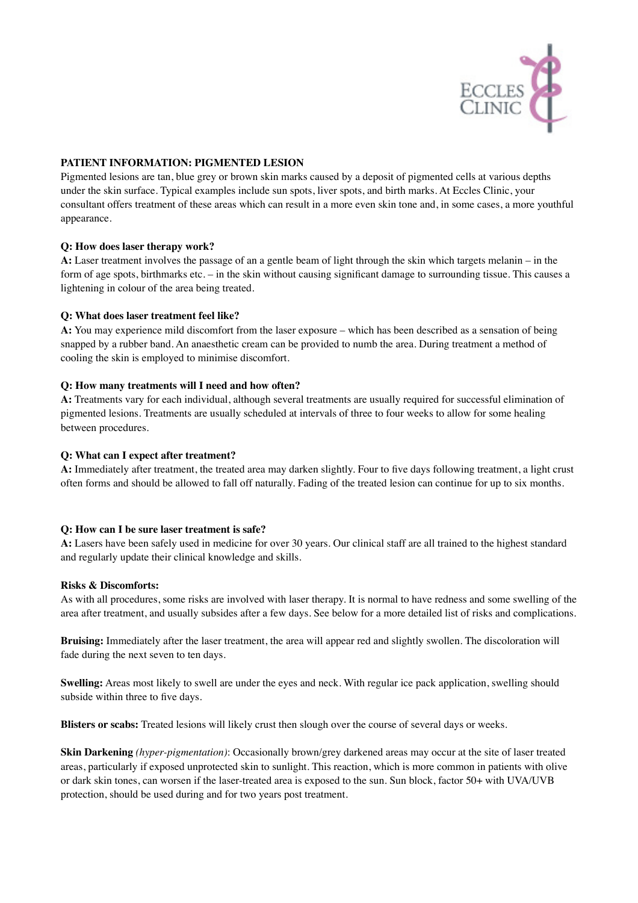ECCLES CLINIC

**PATIENT INFORMATION: PIGMENTED LESION**

Pigmented lesions are tan, blue grey or brown skin marks caused by a deposit of pigmented cells at various depths under the skin surface. Typical examples include sun spots, liver spots, and birth marks. At Eccles Clinic, your consultant offers treatment of these areas which can result in a more even skin tone and, in some cases, a more youthful appearance.

**Q: How does laser therapy work?**

**A:** Laser treatment involves the passage of an a gentle beam of light through the skin which targets melanin – in the form of age spots, birthmarks etc. – in the skin without causing significant damage to surrounding tissue. This causes a lightening in colour of the area being treated.

**Q: What does laser treatment feel like?**

**A:** You may experience mild discomfort from the laser exposure – which has been described as a sensation of being snapped by a rubber band. An anaesthetic cream can be provided to numb the area. During treatment a method of cooling the skin is employed to minimise discomfort.

**Q: How many treatments will I need and how often?**

**A:** Treatments vary for each individual, although several treatments are usually required for successful elimination of pigmented lesions. Treatments are usually scheduled at intervals of three to four weeks to allow for some healing between procedures.

**Q: What can I expect after treatment?**

**A:** Immediately after treatment, the treated area may darken slightly. Four to five days following treatment, a light crust often forms and should be allowed to fall off naturally. Fading of the treated lesion can continue for up to six months.

**Q: How can I be sure laser treatment is safe?**

**A:** Lasers have been safely used in medicine for over 30 years. Our clinical staff are all trained to the highest standard and regularly update their clinical knowledge and skills.

**Risks & Discomforts:**

As with all procedures, some risks are involved with laser therapy. It is normal to have redness and some swelling of the area after treatment, and usually subsides after a few days. See below for a more detailed list of risks and complications.

**Bruising:** Immediately after the laser treatment, the area will appear red and slightly swollen. The discoloration will fade during the next seven to ten days.

**Swelling:** Areas most likely to swell are under the eyes and neck. With regular ice pack application, swelling should subside within three to five days.

**Blisters or scabs:** Treated lesions will likely crust then slough over the course of several days or weeks.

**Skin Darkening** *(hyper-pigmentation)*: Occasionally brown/grey darkened areas may occur at the site of laser treated areas, particularly if exposed unprotected skin to sunlight. This reaction, which is more common in patients with olive or dark skin tones, can worsen if the laser-treated area is exposed to the sun. Sun block, factor 50+ with UVA/UVB protection, should be used during and for two years post treatment.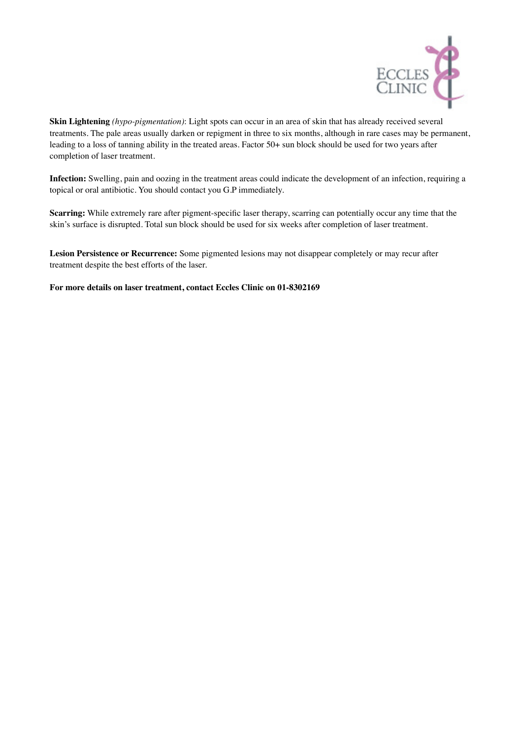**Skin Lightening** *(hypo-pigmentation)*: Light spots can occur in an area of skin that has already received several treatments. The pale areas usually darken or repigment in three to six months, although in rare cases may be permanent, leading to a loss of tanning ability in the treated areas. Factor 50+ sun block should be used for two years after completion of laser treatment.

**Infection:** Swelling, pain and oozing in the treatment areas could indicate the development of an infection, requiring a topical or oral antibiotic. You should contact you G.P immediately.

**Scarring:** While extremely rare after pigment-specific laser therapy, scarring can potentially occur any time that the skin's surface is disrupted. Total sun block should be used for six weeks after completion of laser treatment.

**Lesion Persistence or Recurrence:** Some pigmented lesions may not disappear completely or may recur after treatment despite the best efforts of the laser.

**For more details on laser treatment, contact Eccles Clinic on 01-8302169**